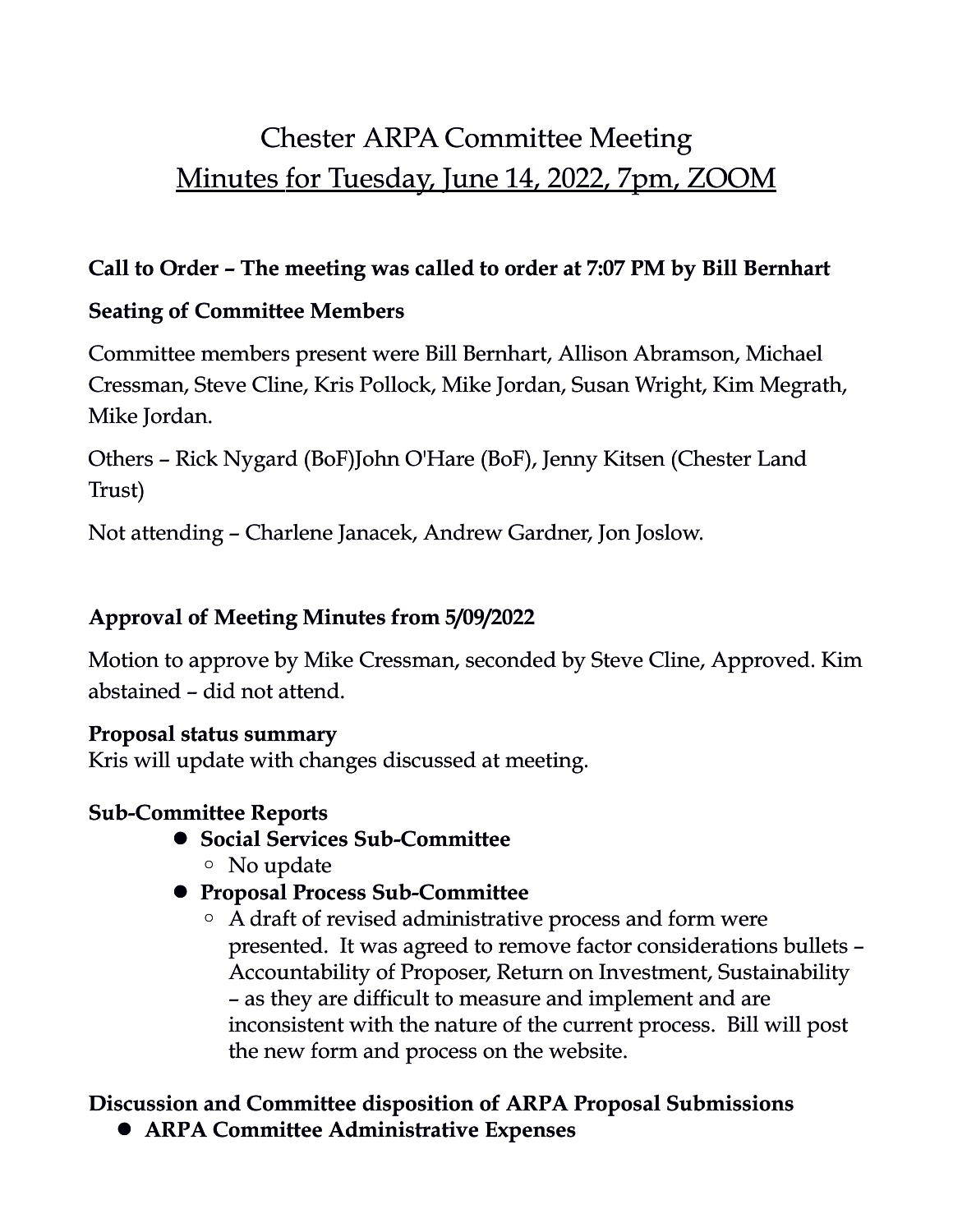# Chester ARPA Committee Meeting

## Minutes for Tuesday, June 14, 2022, 7pm, ZOOM

**Call to Order – The meeting was called to order at 7:07 PM by Bill Bernhart**

**Seating of Committee Members**

Committee members present were Bill Bernhart, Allison Abramson, Michael Cressman, Steve Cline, Kris Pollock, Mike Jordan, Susan Wright, Kim Megrath, Mike Jordan.

Others – Rick Nygard (BoF)John O'Hare (BoF), Jenny Kitsen (Chester Land Trust)

Not attending – Charlene Janacek, Andrew Gardner, Jon Joslow.

**Approval of Meeting Minutes from 5/09/2022**

Motion to approve by Mike Cressman, seconded by Steve Cline, Approved. Kim abstained – did not attend.

**Proposal status summary**

Kris will update with changes discussed at meeting.

**Sub-Committee Reports**

- **Social Services Sub-Committee**
  - No update
- **Proposal Process Sub-Committee**
  - A draft of revised administrative process and form were presented. It was agreed to remove factor considerations bullets – Accountability of Proposer, Return on Investment, Sustainability – as they are difficult to measure and implement and are inconsistent with the nature of the current process. Bill will post the new form and process on the website.

**Discussion and Committee disposition of ARPA Proposal Submissions**

- **ARPA Committee Administrative Expenses**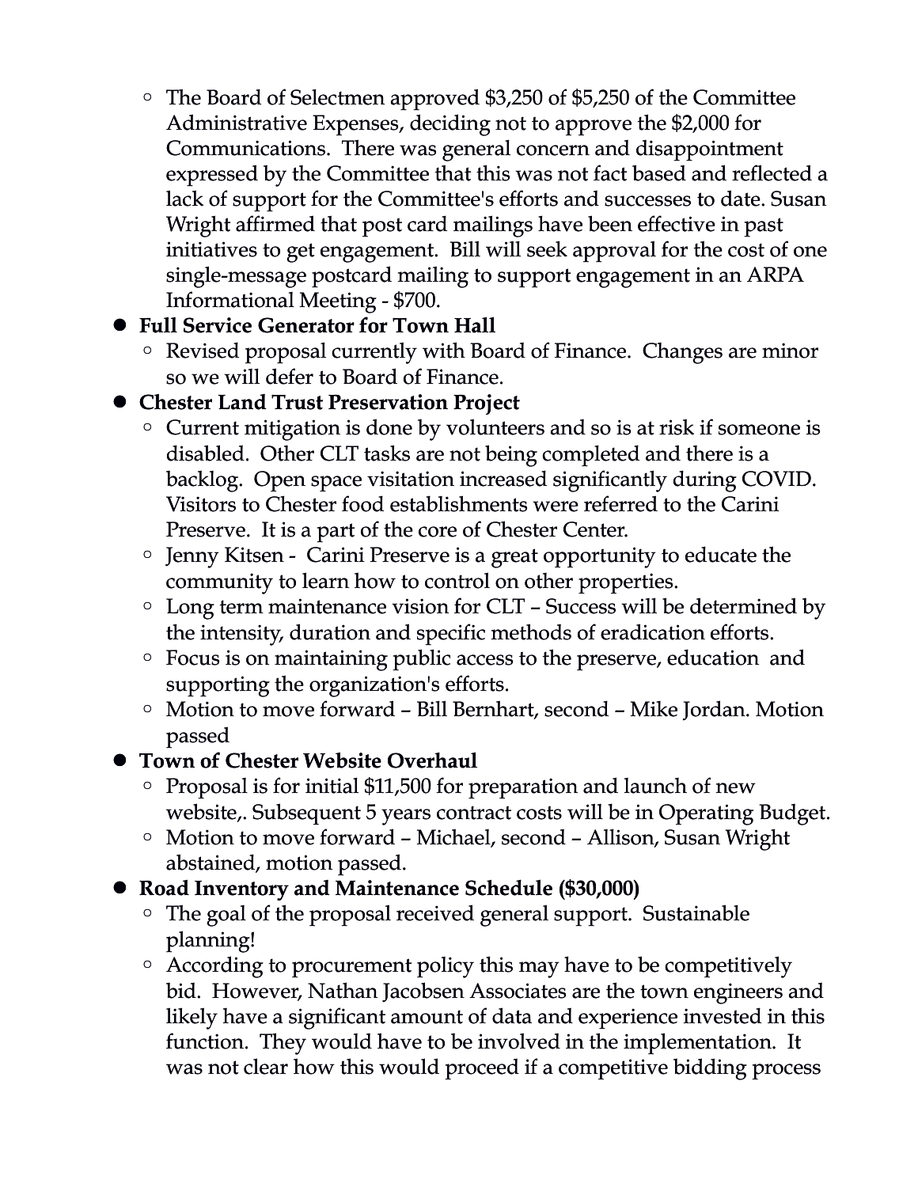- The Board of Selectmen approved $3,250 of $5,250 of the Committee Administrative Expenses, deciding not to approve the $2,000 for Communications. There was general concern and disappointment expressed by the Committee that this was not fact based and reflected a lack of support for the Committee's efforts and successes to date. Susan Wright affirmed that post card mailings have been effective in past initiatives to get engagement. Bill will seek approval for the cost of one single-message postcard mailing to support engagement in an ARPA Informational Meeting - $700.
- **Full Service Generator for Town Hall**
    - Revised proposal currently with Board of Finance. Changes are minor so we will defer to Board of Finance.
- **Chester Land Trust Preservation Project**
    - Current mitigation is done by volunteers and so is at risk if someone is disabled. Other CLT tasks are not being completed and there is a backlog. Open space visitation increased significantly during COVID. Visitors to Chester food establishments were referred to the Carini Preserve. It is a part of the core of Chester Center.
    - Jenny Kitsen - Carini Preserve is a great opportunity to educate the community to learn how to control on other properties.
    - Long term maintenance vision for CLT – Success will be determined by the intensity, duration and specific methods of eradication efforts.
    - Focus is on maintaining public access to the preserve, education and supporting the organization's efforts.
    - Motion to move forward – Bill Bernhart, second – Mike Jordan. Motion passed
- **Town of Chester Website Overhaul**
    - Proposal is for initial $11,500 for preparation and launch of new website,. Subsequent 5 years contract costs will be in Operating Budget.
    - Motion to move forward – Michael, second – Allison, Susan Wright abstained, motion passed.
- **Road Inventory and Maintenance Schedule ($30,000)**
    - The goal of the proposal received general support. Sustainable planning!
    - According to procurement policy this may have to be competitively bid. However, Nathan Jacobsen Associates are the town engineers and likely have a significant amount of data and experience invested in this function. They would have to be involved in the implementation. It was not clear how this would proceed if a competitive bidding process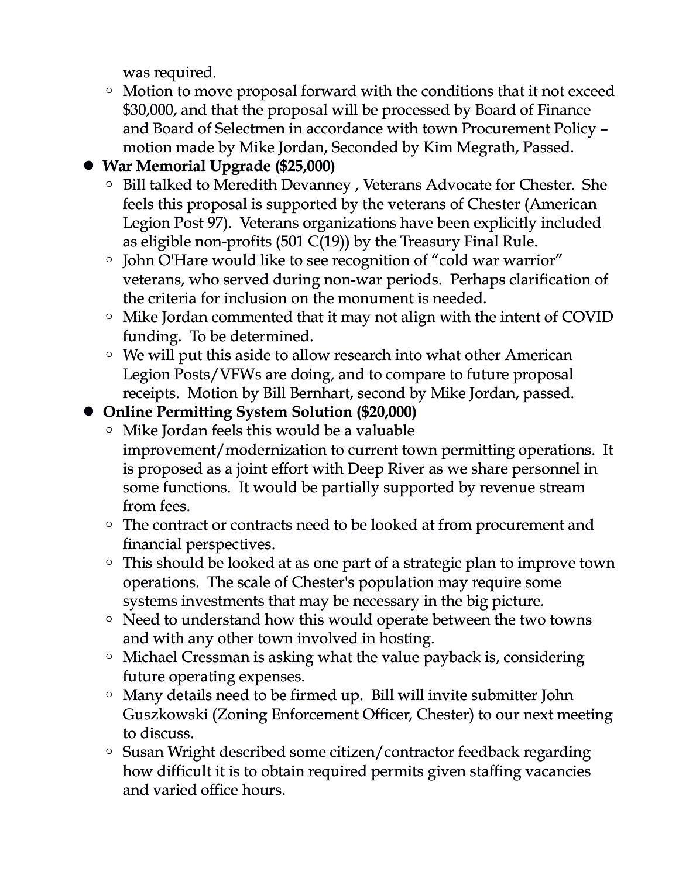was required.
  - Motion to move proposal forward with the conditions that it not exceed $30,000, and that the proposal will be processed by Board of Finance and Board of Selectmen in accordance with town Procurement Policy – motion made by Mike Jordan, Seconded by Kim Megrath, Passed.

- **War Memorial Upgrade ($25,000)**
  - Bill talked to Meredith Devanney , Veterans Advocate for Chester. She feels this proposal is supported by the veterans of Chester (American Legion Post 97). Veterans organizations have been explicitly included as eligible non-profits (501 C(19)) by the Treasury Final Rule.
  - John O'Hare would like to see recognition of "cold war warrior" veterans, who served during non-war periods. Perhaps clarification of the criteria for inclusion on the monument is needed.
  - Mike Jordan commented that it may not align with the intent of COVID funding. To be determined.
  - We will put this aside to allow research into what other American Legion Posts/VFWs are doing, and to compare to future proposal receipts. Motion by Bill Bernhart, second by Mike Jordan, passed.

- **Online Permitting System Solution ($20,000)**
  - Mike Jordan feels this would be a valuable improvement/modernization to current town permitting operations. It is proposed as a joint effort with Deep River as we share personnel in some functions. It would be partially supported by revenue stream from fees.
  - The contract or contracts need to be looked at from procurement and financial perspectives.
  - This should be looked at as one part of a strategic plan to improve town operations. The scale of Chester's population may require some systems investments that may be necessary in the big picture.
  - Need to understand how this would operate between the two towns and with any other town involved in hosting.
  - Michael Cressman is asking what the value payback is, considering future operating expenses.
  - Many details need to be firmed up. Bill will invite submitter John Guszkowski (Zoning Enforcement Officer, Chester) to our next meeting to discuss.
  - Susan Wright described some citizen/contractor feedback regarding how difficult it is to obtain required permits given staffing vacancies and varied office hours.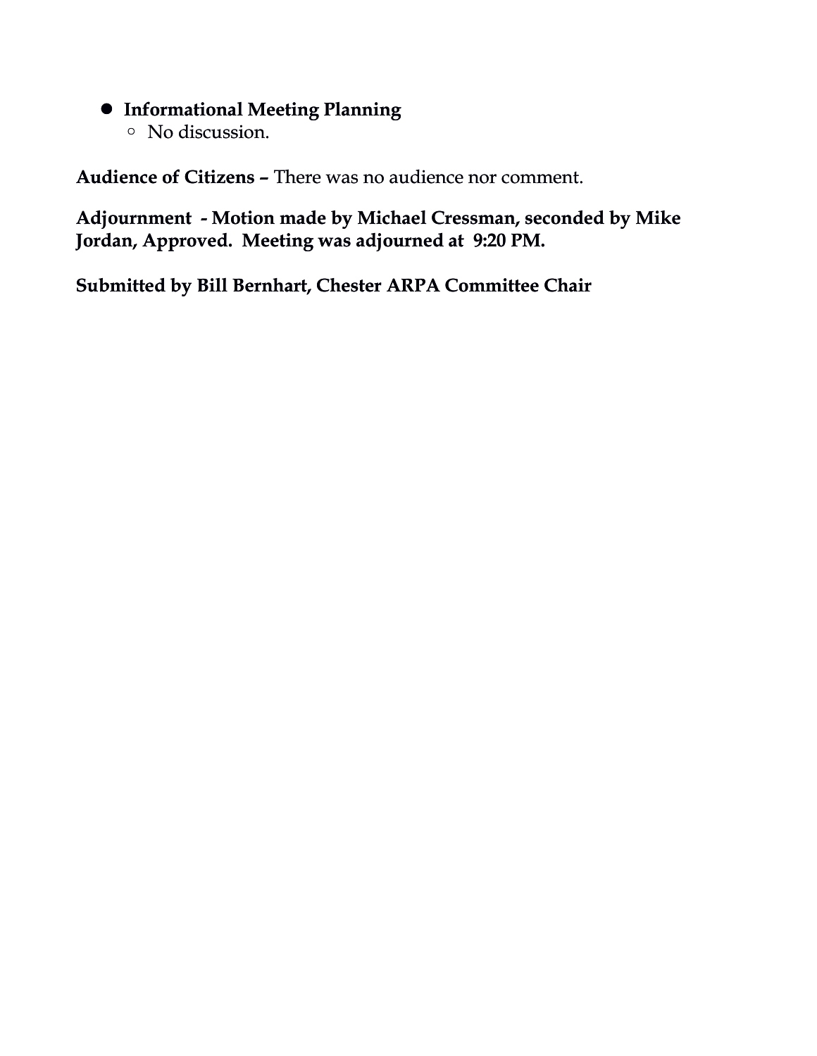- **Informational Meeting Planning**
  - No discussion.

**Audience of Citizens –** There was no audience nor comment.

**Adjournment - Motion made by Michael Cressman, seconded by Mike Jordan, Approved. Meeting was adjourned at 9:20 PM.**

**Submitted by Bill Bernhart, Chester ARPA Committee Chair**